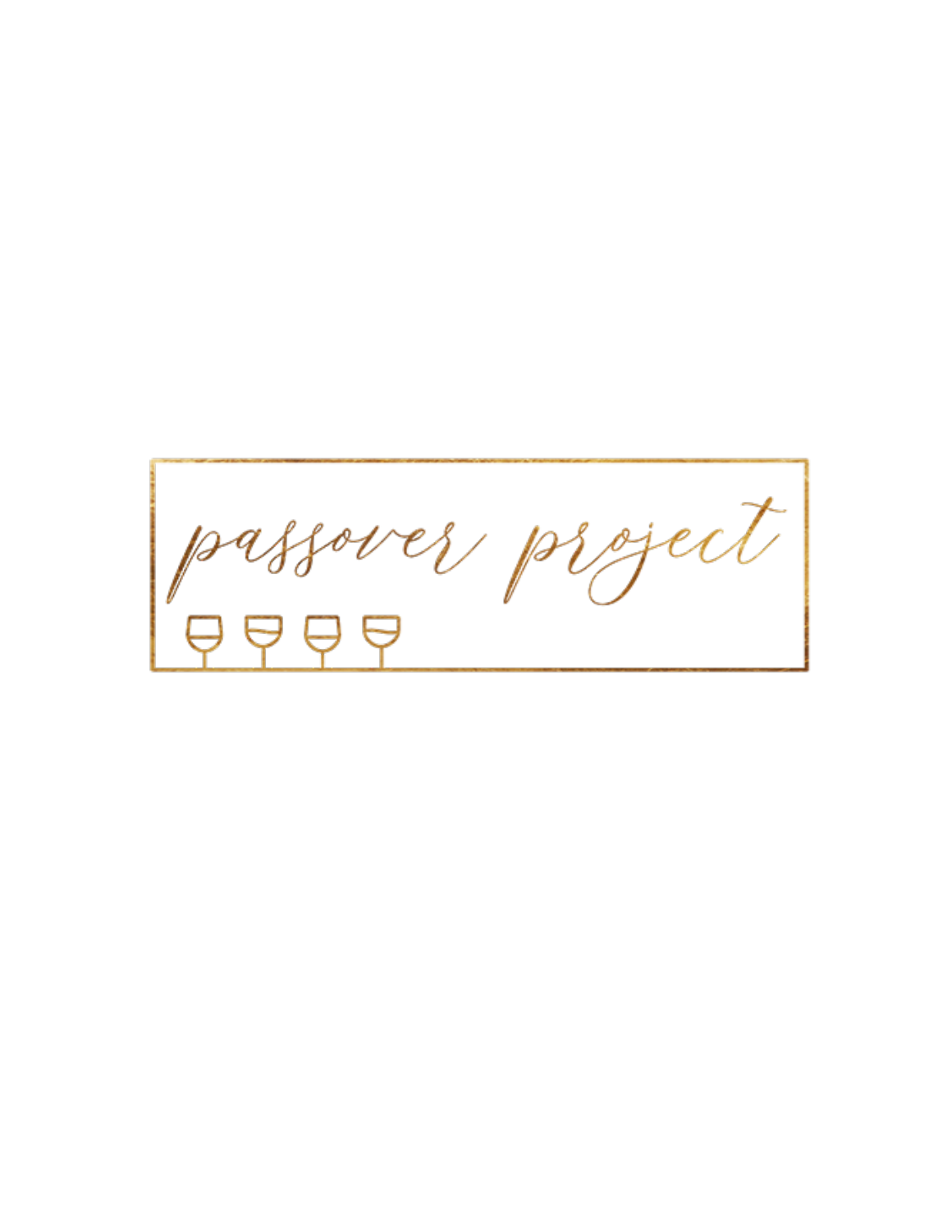# passover project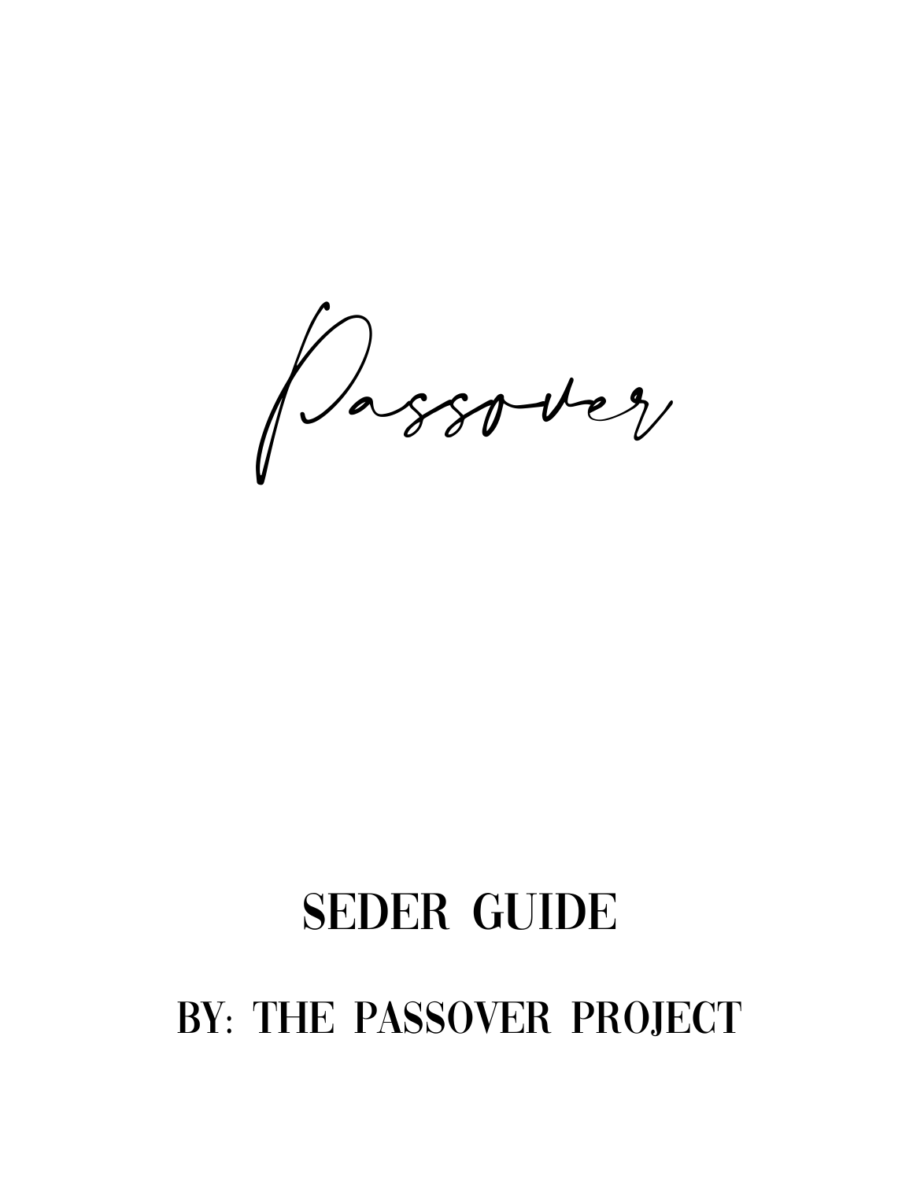# Passover

## SEDER GUIDE

## BY: THE PASSOVER PROJECT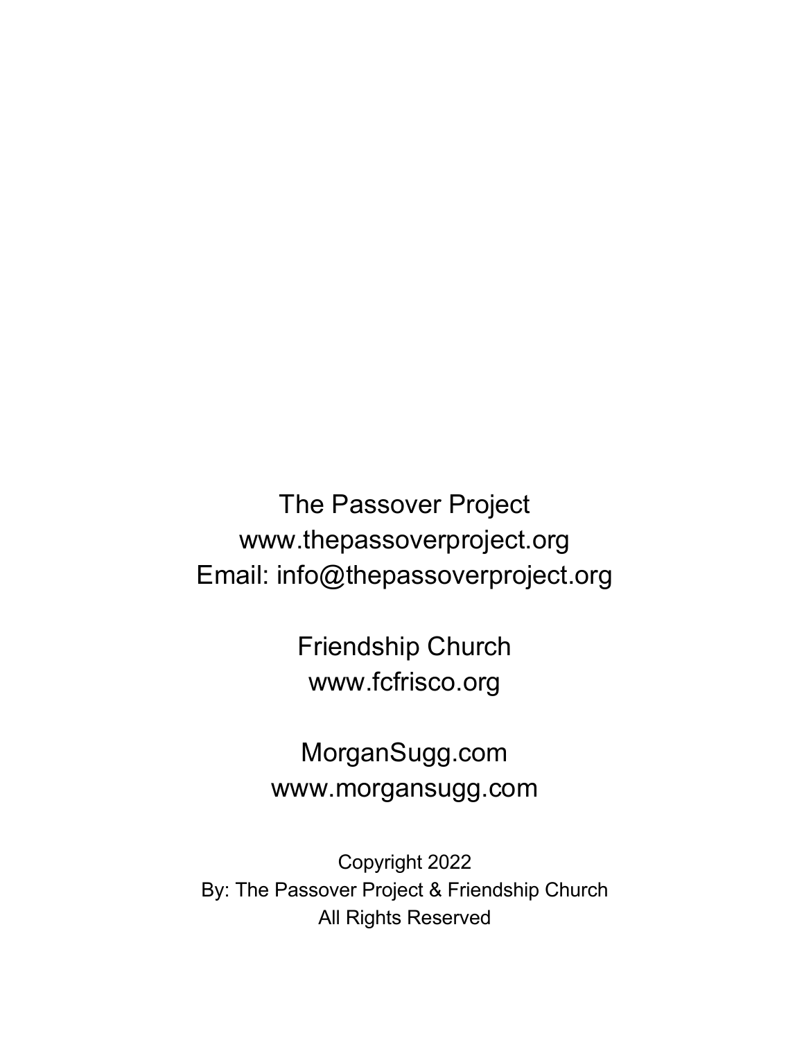The Passover Project
www.thepassoverproject.org
Email: info@thepassoverproject.org

Friendship Church
www.fcfrisco.org

MorganSugg.com
www.morgansugg.com

Copyright 2022
By: The Passover Project & Friendship Church
All Rights Reserved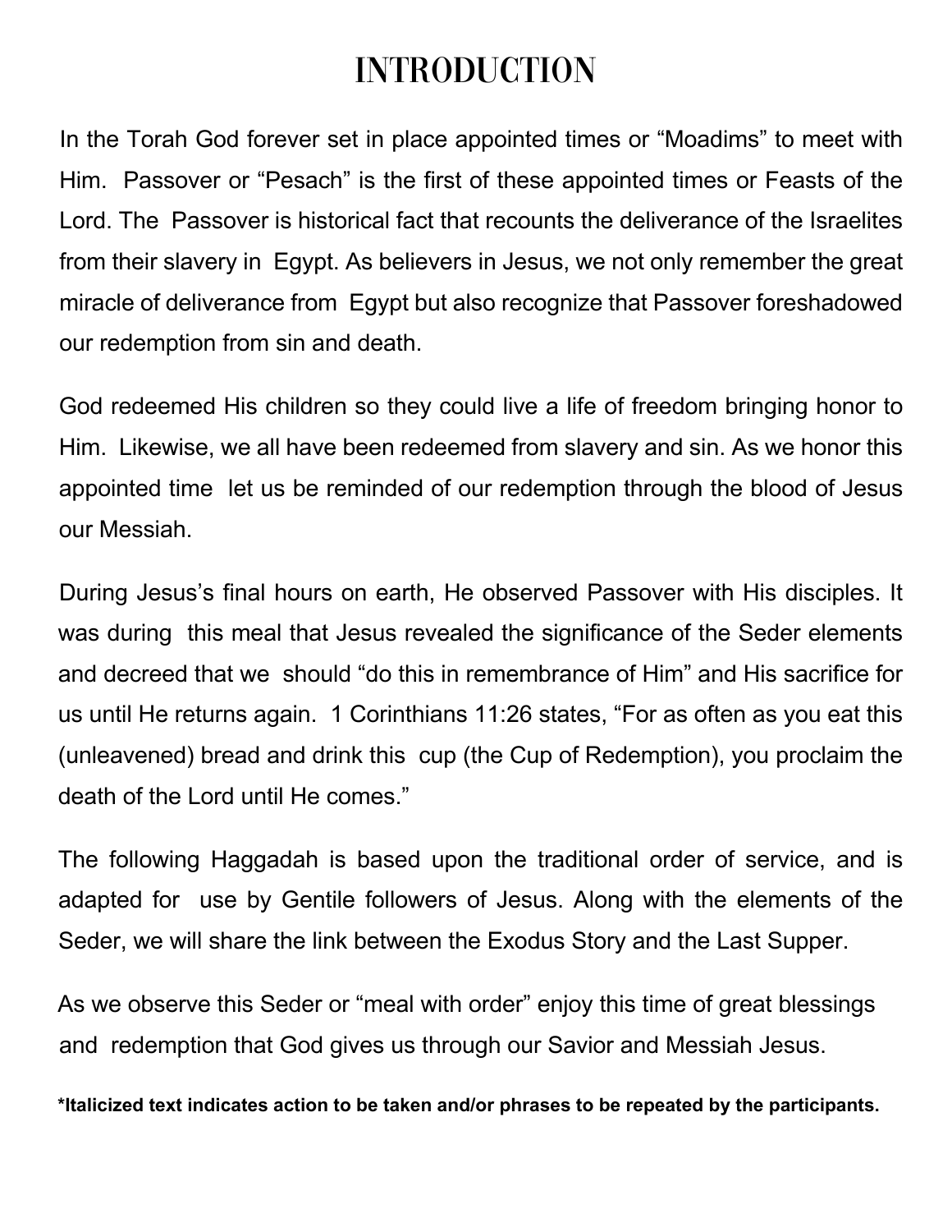# INTRODUCTION

In the Torah God forever set in place appointed times or "Moadims" to meet with Him. Passover or "Pesach" is the first of these appointed times or Feasts of the Lord. The Passover is historical fact that recounts the deliverance of the Israelites from their slavery in Egypt. As believers in Jesus, we not only remember the great miracle of deliverance from Egypt but also recognize that Passover foreshadowed our redemption from sin and death.

God redeemed His children so they could live a life of freedom bringing honor to Him. Likewise, we all have been redeemed from slavery and sin. As we honor this appointed time let us be reminded of our redemption through the blood of Jesus our Messiah.

During Jesus's final hours on earth, He observed Passover with His disciples. It was during this meal that Jesus revealed the significance of the Seder elements and decreed that we should "do this in remembrance of Him" and His sacrifice for us until He returns again. 1 Corinthians 11:26 states, "For as often as you eat this (unleavened) bread and drink this cup (the Cup of Redemption), you proclaim the death of the Lord until He comes."

The following Haggadah is based upon the traditional order of service, and is adapted for use by Gentile followers of Jesus. Along with the elements of the Seder, we will share the link between the Exodus Story and the Last Supper.

As we observe this Seder or "meal with order" enjoy this time of great blessings and redemption that God gives us through our Savior and Messiah Jesus.

**\*Italicized text indicates action to be taken and/or phrases to be repeated by the participants.**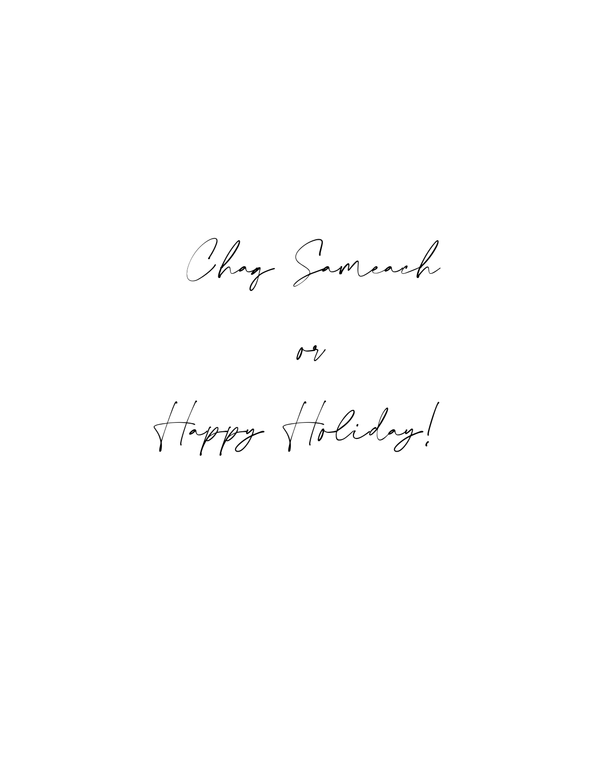Chag Sameach

or

Happy Holiday!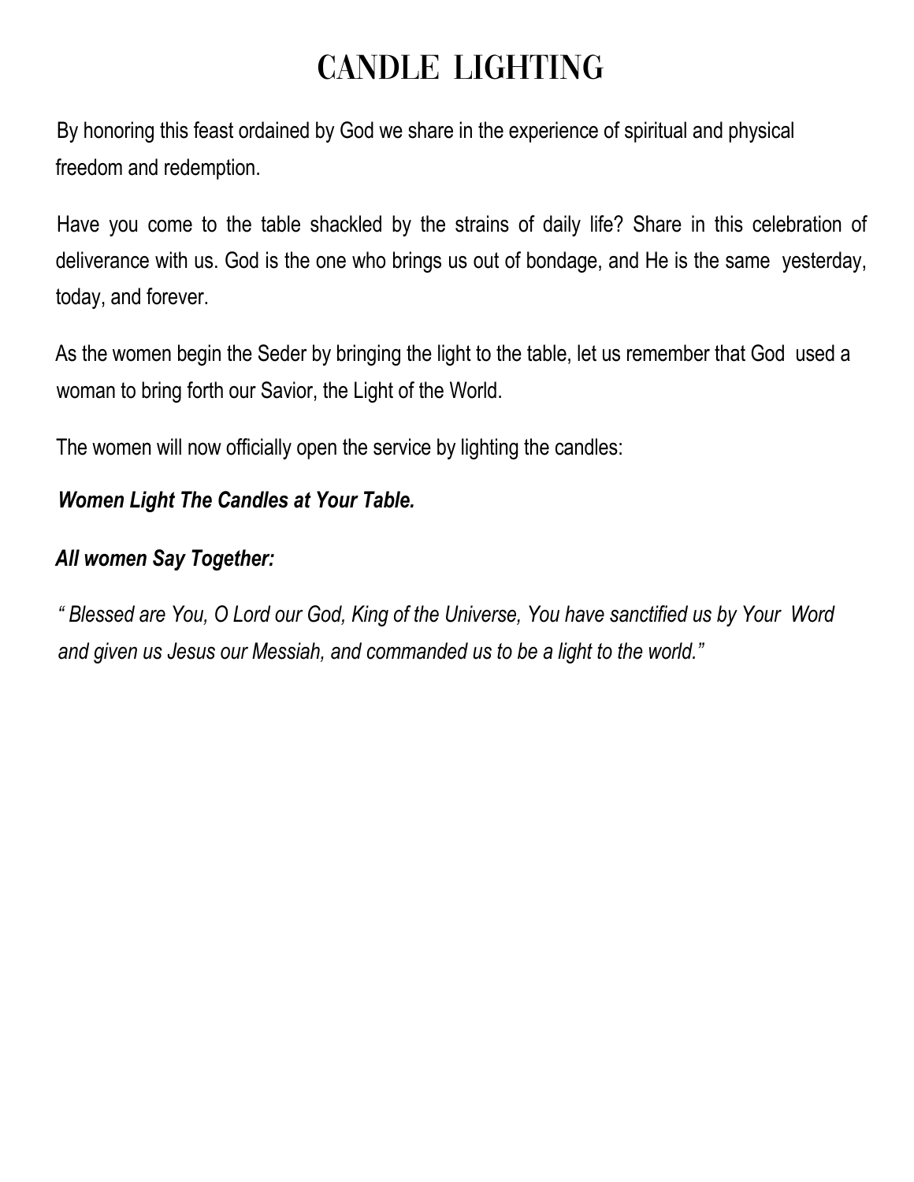# CANDLE LIGHTING

By honoring this feast ordained by God we share in the experience of spiritual and physical freedom and redemption.

Have you come to the table shackled by the strains of daily life? Share in this celebration of deliverance with us. God is the one who brings us out of bondage, and He is the same yesterday, today, and forever.

As the women begin the Seder by bringing the light to the table, let us remember that God used a woman to bring forth our Savior, the Light of the World.

The women will now officially open the service by lighting the candles:

***Women Light The Candles at Your Table.***

***All women Say Together:***

*" Blessed are You, O Lord our God, King of the Universe, You have sanctified us by Your Word and given us Jesus our Messiah, and commanded us to be a light to the world."*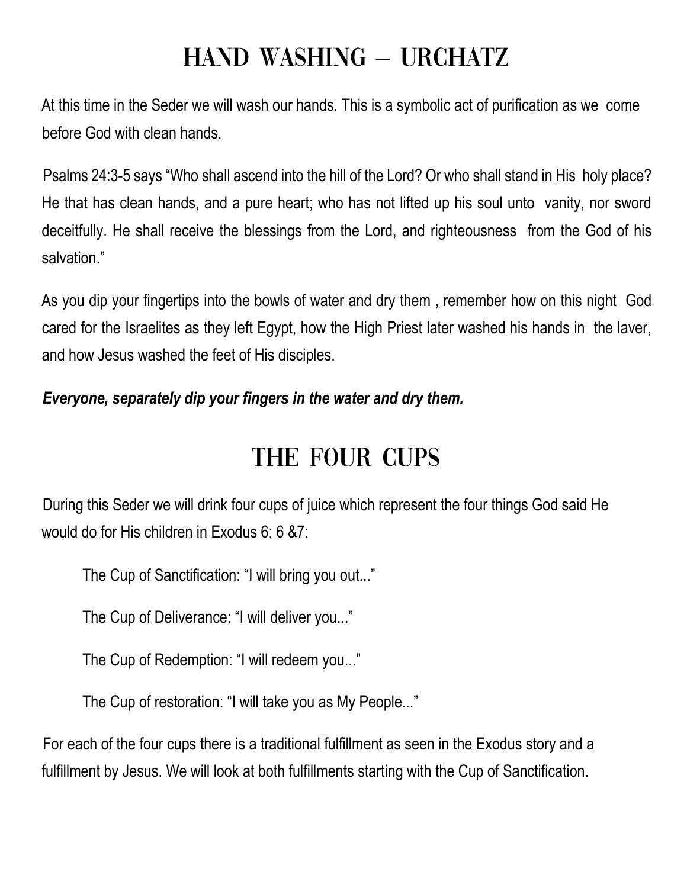# HAND WASHING – URCHATZ

At this time in the Seder we will wash our hands. This is a symbolic act of purification as we come before God with clean hands.

Psalms 24:3-5 says "Who shall ascend into the hill of the Lord? Or who shall stand in His holy place? He that has clean hands, and a pure heart; who has not lifted up his soul unto vanity, nor sword deceitfully. He shall receive the blessings from the Lord, and righteousness from the God of his salvation."

As you dip your fingertips into the bowls of water and dry them , remember how on this night God cared for the Israelites as they left Egypt, how the High Priest later washed his hands in the laver, and how Jesus washed the feet of His disciples.

***Everyone, separately dip your fingers in the water and dry them.***

# THE FOUR CUPS

During this Seder we will drink four cups of juice which represent the four things God said He would do for His children in Exodus 6: 6 &7:

The Cup of Sanctification: "I will bring you out..."

The Cup of Deliverance: "I will deliver you..."

The Cup of Redemption: "I will redeem you..."

The Cup of restoration: "I will take you as My People..."

For each of the four cups there is a traditional fulfillment as seen in the Exodus story and a fulfillment by Jesus. We will look at both fulfillments starting with the Cup of Sanctification.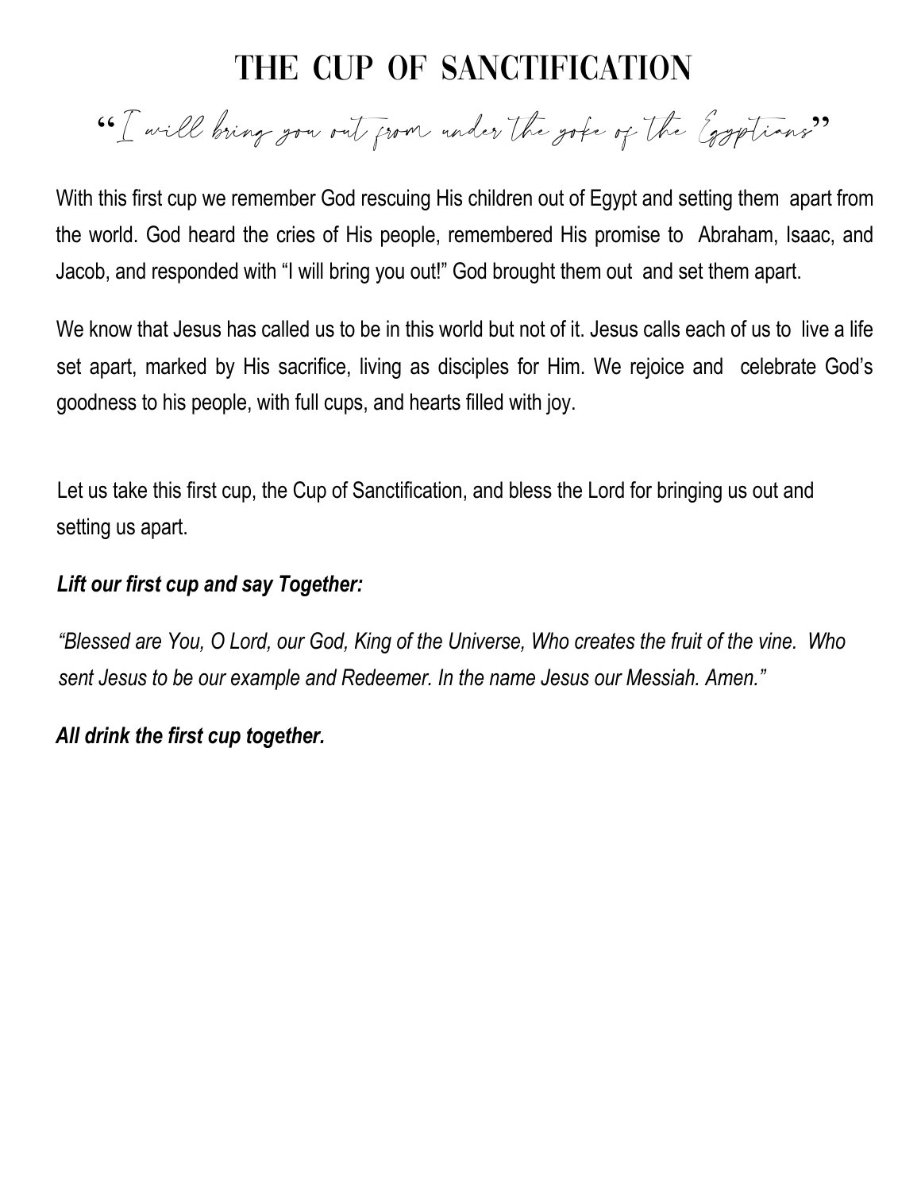# THE CUP OF SANCTIFICATION

"I will bring you out from under the yoke of the Egyptians"

With this first cup we remember God rescuing His children out of Egypt and setting them apart from the world. God heard the cries of His people, remembered His promise to Abraham, Isaac, and Jacob, and responded with "I will bring you out!" God brought them out and set them apart.

We know that Jesus has called us to be in this world but not of it. Jesus calls each of us to live a life set apart, marked by His sacrifice, living as disciples for Him. We rejoice and celebrate God's goodness to his people, with full cups, and hearts filled with joy.

Let us take this first cup, the Cup of Sanctification, and bless the Lord for bringing us out and setting us apart.

***Lift our first cup and say Together:***

*"Blessed are You, O Lord, our God, King of the Universe, Who creates the fruit of the vine. Who sent Jesus to be our example and Redeemer. In the name Jesus our Messiah. Amen."*

***All drink the first cup together.***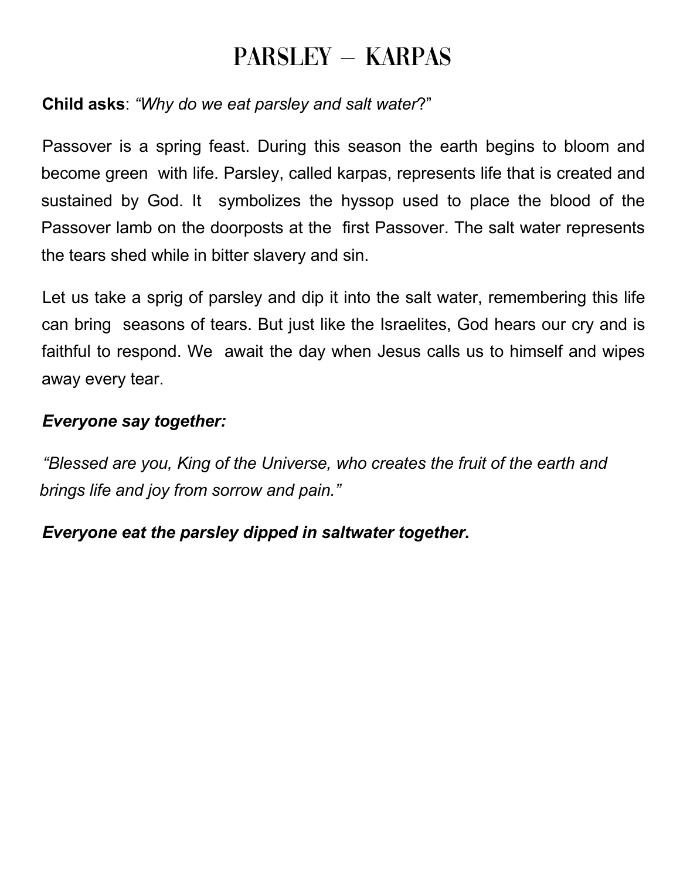# PARSLEY – KARPAS

**Child asks**: *"Why do we eat parsley and salt water*?"

Passover is a spring feast. During this season the earth begins to bloom and become green with life. Parsley, called karpas, represents life that is created and sustained by God. It symbolizes the hyssop used to place the blood of the Passover lamb on the doorposts at the first Passover. The salt water represents the tears shed while in bitter slavery and sin.

Let us take a sprig of parsley and dip it into the salt water, remembering this life can bring seasons of tears. But just like the Israelites, God hears our cry and is faithful to respond. We await the day when Jesus calls us to himself and wipes away every tear.

***Everyone say together:***

*"Blessed are you, King of the Universe, who creates the fruit of the earth and brings life and joy from sorrow and pain."*

***Everyone eat the parsley dipped in saltwater together.***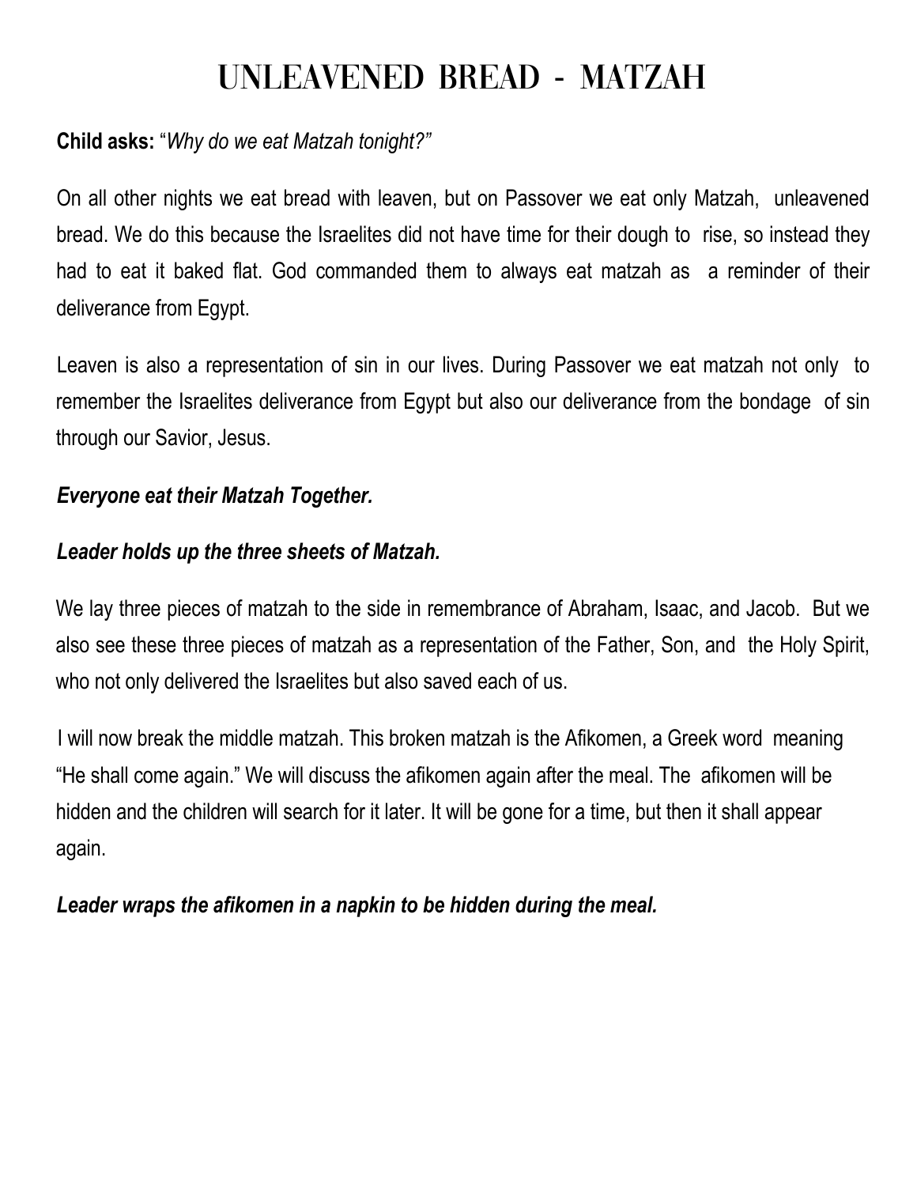# UNLEAVENED BREAD - MATZAH

**Child asks:** "*Why do we eat Matzah tonight?"*

On all other nights we eat bread with leaven, but on Passover we eat only Matzah, unleavened bread. We do this because the Israelites did not have time for their dough to rise, so instead they had to eat it baked flat. God commanded them to always eat matzah as a reminder of their deliverance from Egypt.

Leaven is also a representation of sin in our lives. During Passover we eat matzah not only to remember the Israelites deliverance from Egypt but also our deliverance from the bondage of sin through our Savior, Jesus.

***Everyone eat their Matzah Together.***

***Leader holds up the three sheets of Matzah.***

We lay three pieces of matzah to the side in remembrance of Abraham, Isaac, and Jacob. But we also see these three pieces of matzah as a representation of the Father, Son, and the Holy Spirit, who not only delivered the Israelites but also saved each of us.

I will now break the middle matzah. This broken matzah is the Afikomen, a Greek word meaning "He shall come again." We will discuss the afikomen again after the meal. The afikomen will be hidden and the children will search for it later. It will be gone for a time, but then it shall appear again.

***Leader wraps the afikomen in a napkin to be hidden during the meal.***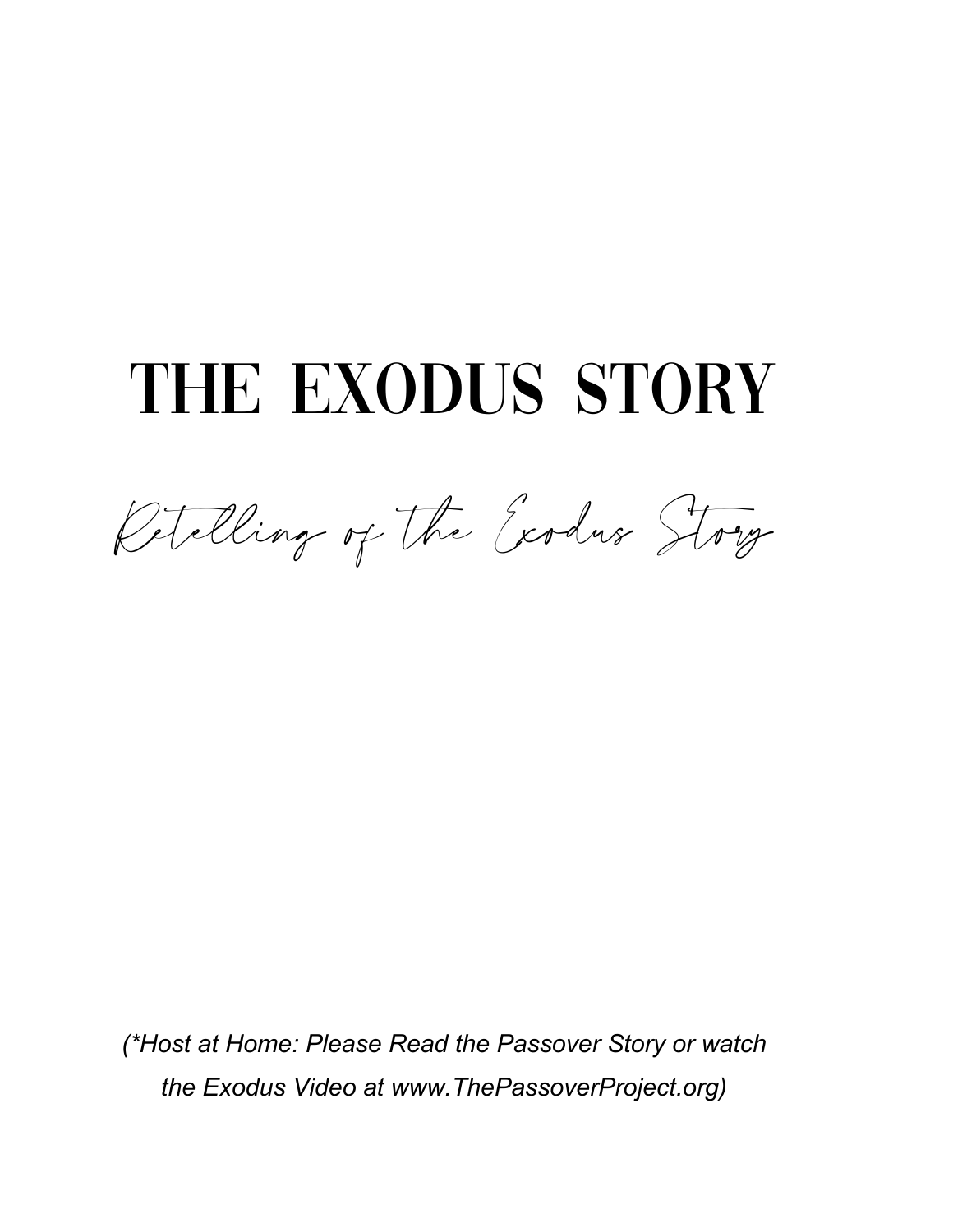# THE EXODUS STORY

*Retelling of the Exodus Story*

*(\*Host at Home: Please Read the Passover Story or watch the Exodus Video at www.ThePassoverProject.org)*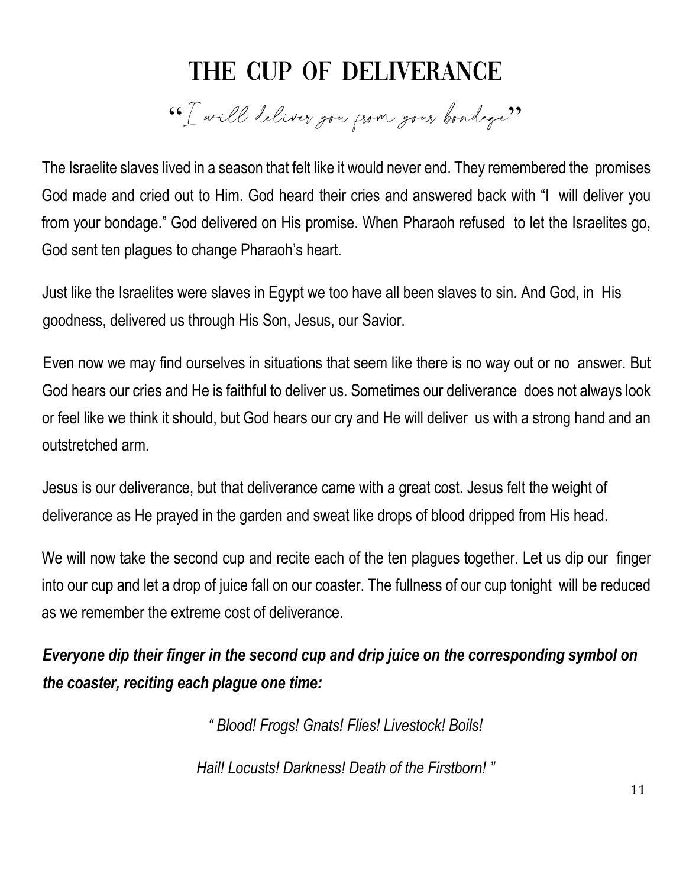# THE CUP OF DELIVERANCE

"I will deliver you from your bondage"

The Israelite slaves lived in a season that felt like it would never end. They remembered the promises God made and cried out to Him. God heard their cries and answered back with "I will deliver you from your bondage." God delivered on His promise. When Pharaoh refused to let the Israelites go, God sent ten plagues to change Pharaoh's heart.

Just like the Israelites were slaves in Egypt we too have all been slaves to sin. And God, in His goodness, delivered us through His Son, Jesus, our Savior.

Even now we may find ourselves in situations that seem like there is no way out or no answer. But God hears our cries and He is faithful to deliver us. Sometimes our deliverance does not always look or feel like we think it should, but God hears our cry and He will deliver us with a strong hand and an outstretched arm.

Jesus is our deliverance, but that deliverance came with a great cost. Jesus felt the weight of deliverance as He prayed in the garden and sweat like drops of blood dripped from His head.

We will now take the second cup and recite each of the ten plagues together. Let us dip our finger into our cup and let a drop of juice fall on our coaster. The fullness of our cup tonight will be reduced as we remember the extreme cost of deliverance.

***Everyone dip their finger in the second cup and drip juice on the corresponding symbol on the coaster, reciting each plague one time:***

*" Blood! Frogs! Gnats! Flies! Livestock! Boils!*

*Hail! Locusts! Darkness! Death of the Firstborn! "*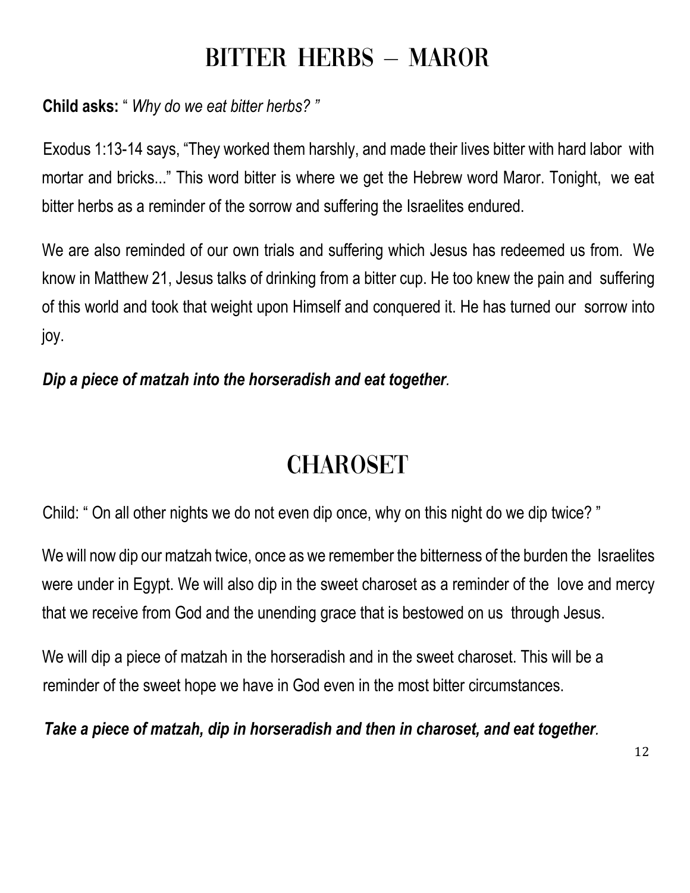# BITTER HERBS – MAROR

**Child asks:** " *Why do we eat bitter herbs?* "

Exodus 1:13-14 says, "They worked them harshly, and made their lives bitter with hard labor with mortar and bricks..." This word bitter is where we get the Hebrew word Maror. Tonight, we eat bitter herbs as a reminder of the sorrow and suffering the Israelites endured.

We are also reminded of our own trials and suffering which Jesus has redeemed us from. We know in Matthew 21, Jesus talks of drinking from a bitter cup. He too knew the pain and suffering of this world and took that weight upon Himself and conquered it. He has turned our sorrow into joy.

***Dip a piece of matzah into the horseradish and eat together.***

# CHAROSET

Child: " On all other nights we do not even dip once, why on this night do we dip twice? "

We will now dip our matzah twice, once as we remember the bitterness of the burden the Israelites were under in Egypt. We will also dip in the sweet charoset as a reminder of the love and mercy that we receive from God and the unending grace that is bestowed on us through Jesus.

We will dip a piece of matzah in the horseradish and in the sweet charoset. This will be a reminder of the sweet hope we have in God even in the most bitter circumstances.

***Take a piece of matzah, dip in horseradish and then in charoset, and eat together.***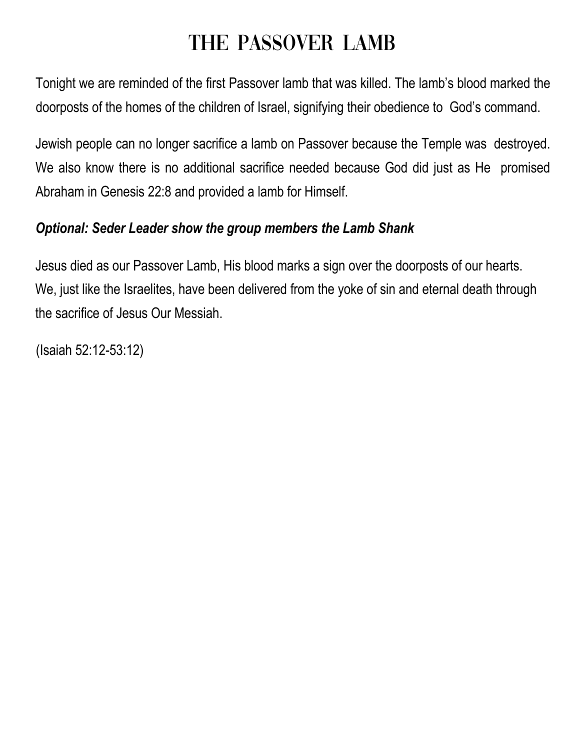# THE PASSOVER LAMB

Tonight we are reminded of the first Passover lamb that was killed. The lamb's blood marked the doorposts of the homes of the children of Israel, signifying their obedience to God's command.

Jewish people can no longer sacrifice a lamb on Passover because the Temple was destroyed. We also know there is no additional sacrifice needed because God did just as He promised Abraham in Genesis 22:8 and provided a lamb for Himself.

***Optional: Seder Leader show the group members the Lamb Shank***

Jesus died as our Passover Lamb, His blood marks a sign over the doorposts of our hearts. We, just like the Israelites, have been delivered from the yoke of sin and eternal death through the sacrifice of Jesus Our Messiah.

(Isaiah 52:12-53:12)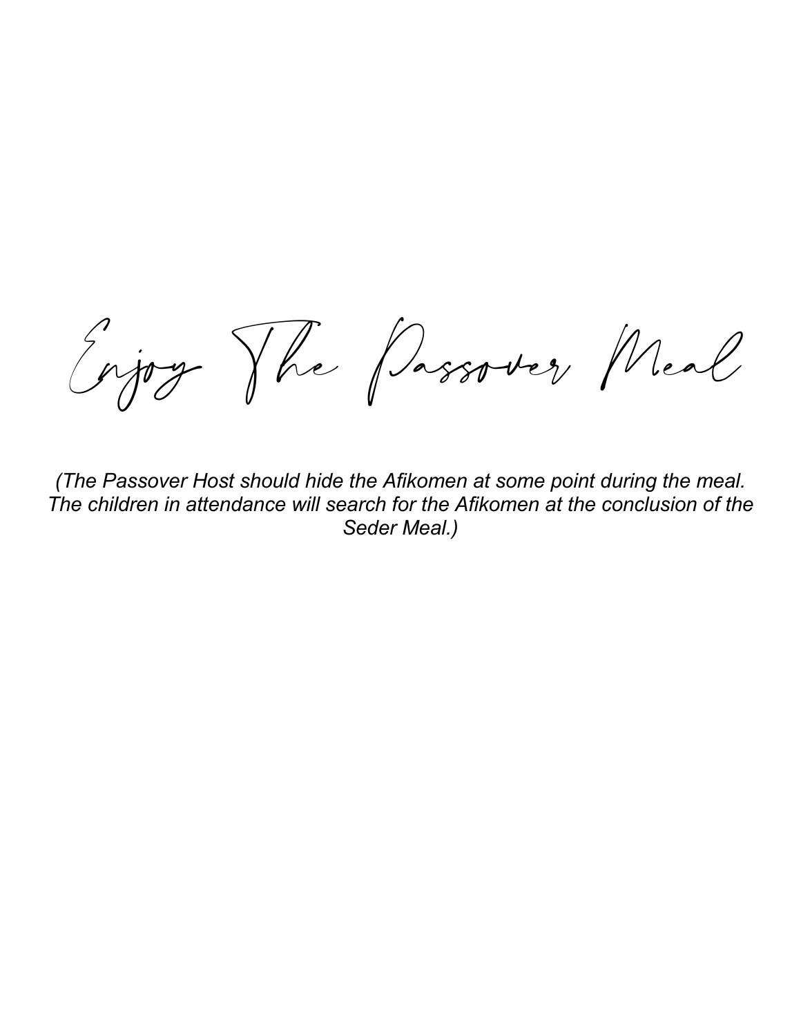# Enjoy The Passover Meal

*(The Passover Host should hide the Afikomen at some point during the meal. The children in attendance will search for the Afikomen at the conclusion of the Seder Meal.)*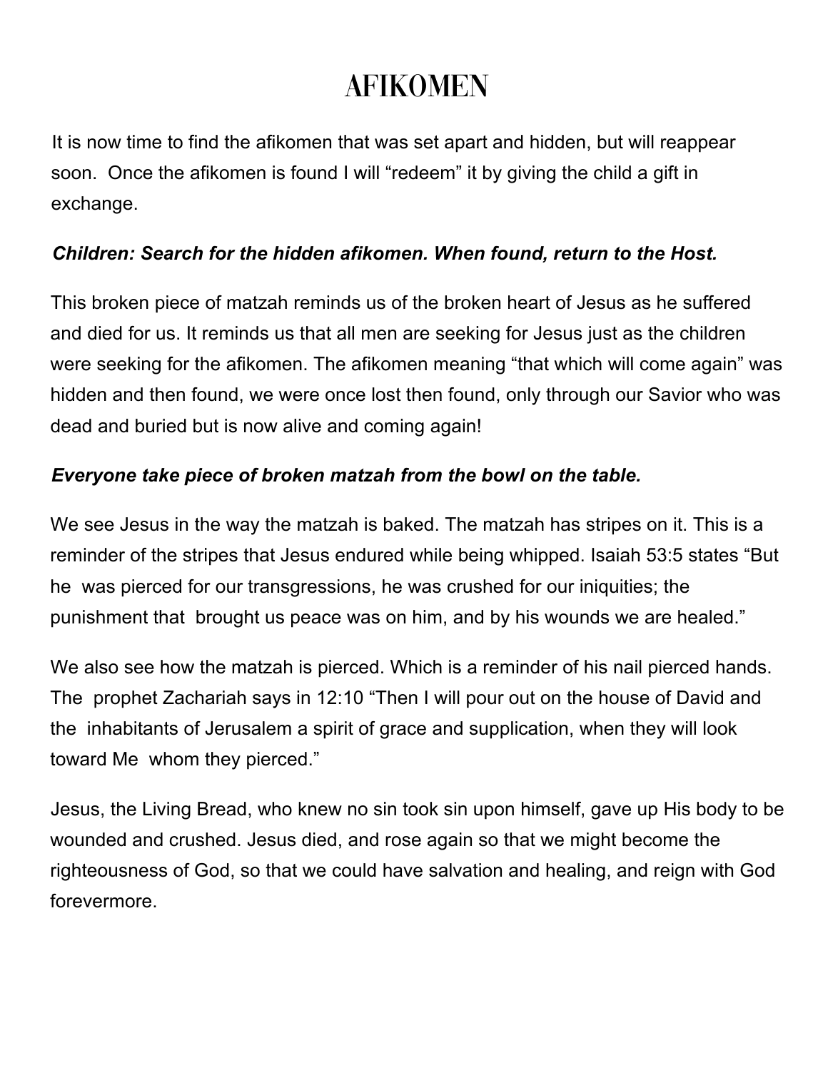# AFIKOMEN

It is now time to find the afikomen that was set apart and hidden, but will reappear soon. Once the afikomen is found I will "redeem" it by giving the child a gift in exchange.

***Children: Search for the hidden afikomen. When found, return to the Host.***

This broken piece of matzah reminds us of the broken heart of Jesus as he suffered and died for us. It reminds us that all men are seeking for Jesus just as the children were seeking for the afikomen. The afikomen meaning "that which will come again" was hidden and then found, we were once lost then found, only through our Savior who was dead and buried but is now alive and coming again!

***Everyone take piece of broken matzah from the bowl on the table.***

We see Jesus in the way the matzah is baked. The matzah has stripes on it. This is a reminder of the stripes that Jesus endured while being whipped. Isaiah 53:5 states "But he was pierced for our transgressions, he was crushed for our iniquities; the punishment that brought us peace was on him, and by his wounds we are healed."

We also see how the matzah is pierced. Which is a reminder of his nail pierced hands. The prophet Zachariah says in 12:10 "Then I will pour out on the house of David and the inhabitants of Jerusalem a spirit of grace and supplication, when they will look toward Me whom they pierced."

Jesus, the Living Bread, who knew no sin took sin upon himself, gave up His body to be wounded and crushed. Jesus died, and rose again so that we might become the righteousness of God, so that we could have salvation and healing, and reign with God forevermore.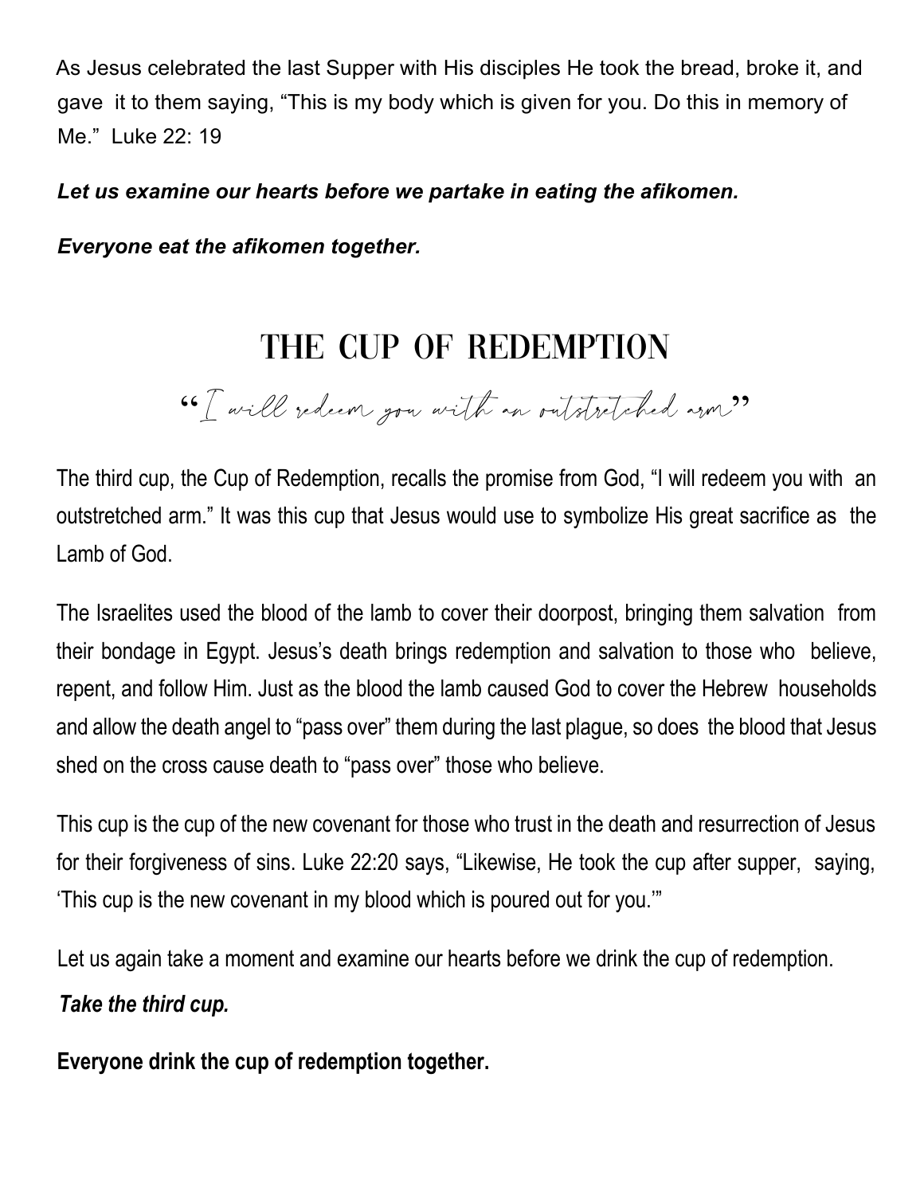As Jesus celebrated the last Supper with His disciples He took the bread, broke it, and gave it to them saying, "This is my body which is given for you. Do this in memory of Me." Luke 22: 19

***Let us examine our hearts before we partake in eating the afikomen.***

***Everyone eat the afikomen together.***

# THE CUP OF REDEMPTION

*"I will redeem you with an outstretched arm"*

The third cup, the Cup of Redemption, recalls the promise from God, "I will redeem you with an outstretched arm." It was this cup that Jesus would use to symbolize His great sacrifice as the Lamb of God.

The Israelites used the blood of the lamb to cover their doorpost, bringing them salvation from their bondage in Egypt. Jesus's death brings redemption and salvation to those who believe, repent, and follow Him. Just as the blood the lamb caused God to cover the Hebrew households and allow the death angel to "pass over" them during the last plague, so does the blood that Jesus shed on the cross cause death to "pass over" those who believe.

This cup is the cup of the new covenant for those who trust in the death and resurrection of Jesus for their forgiveness of sins. Luke 22:20 says, "Likewise, He took the cup after supper, saying, 'This cup is the new covenant in my blood which is poured out for you.'"

Let us again take a moment and examine our hearts before we drink the cup of redemption.

***Take the third cup.***

**Everyone drink the cup of redemption together.**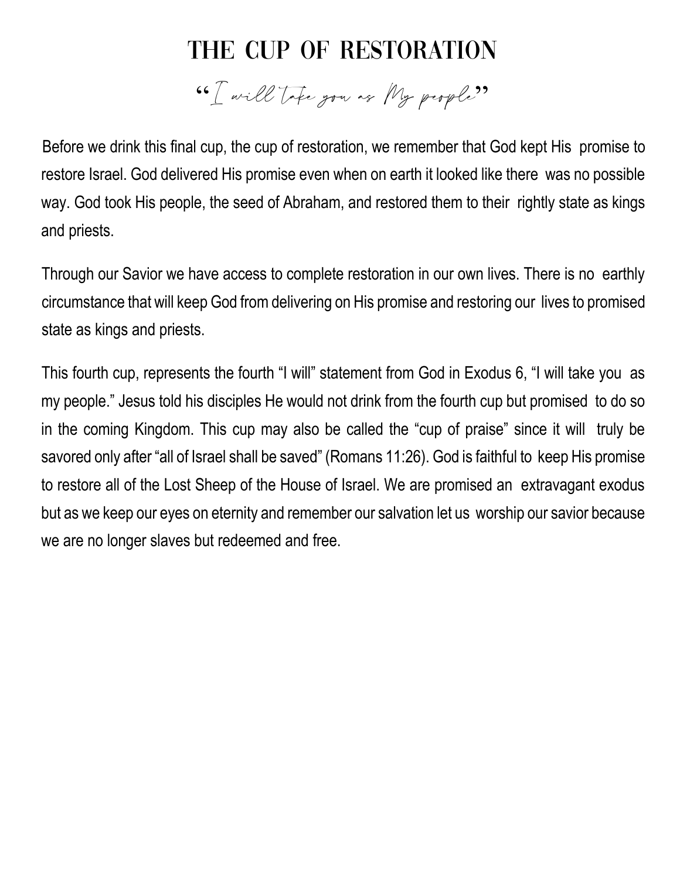# THE CUP OF RESTORATION

*"I will take you as My people"*

Before we drink this final cup, the cup of restoration, we remember that God kept His promise to restore Israel. God delivered His promise even when on earth it looked like there was no possible way. God took His people, the seed of Abraham, and restored them to their rightly state as kings and priests.

Through our Savior we have access to complete restoration in our own lives. There is no earthly circumstance that will keep God from delivering on His promise and restoring our lives to promised state as kings and priests.

This fourth cup, represents the fourth "I will" statement from God in Exodus 6, "I will take you as my people." Jesus told his disciples He would not drink from the fourth cup but promised to do so in the coming Kingdom. This cup may also be called the "cup of praise" since it will truly be savored only after "all of Israel shall be saved" (Romans 11:26). God is faithful to keep His promise to restore all of the Lost Sheep of the House of Israel. We are promised an extravagant exodus but as we keep our eyes on eternity and remember our salvation let us worship our savior because we are no longer slaves but redeemed and free.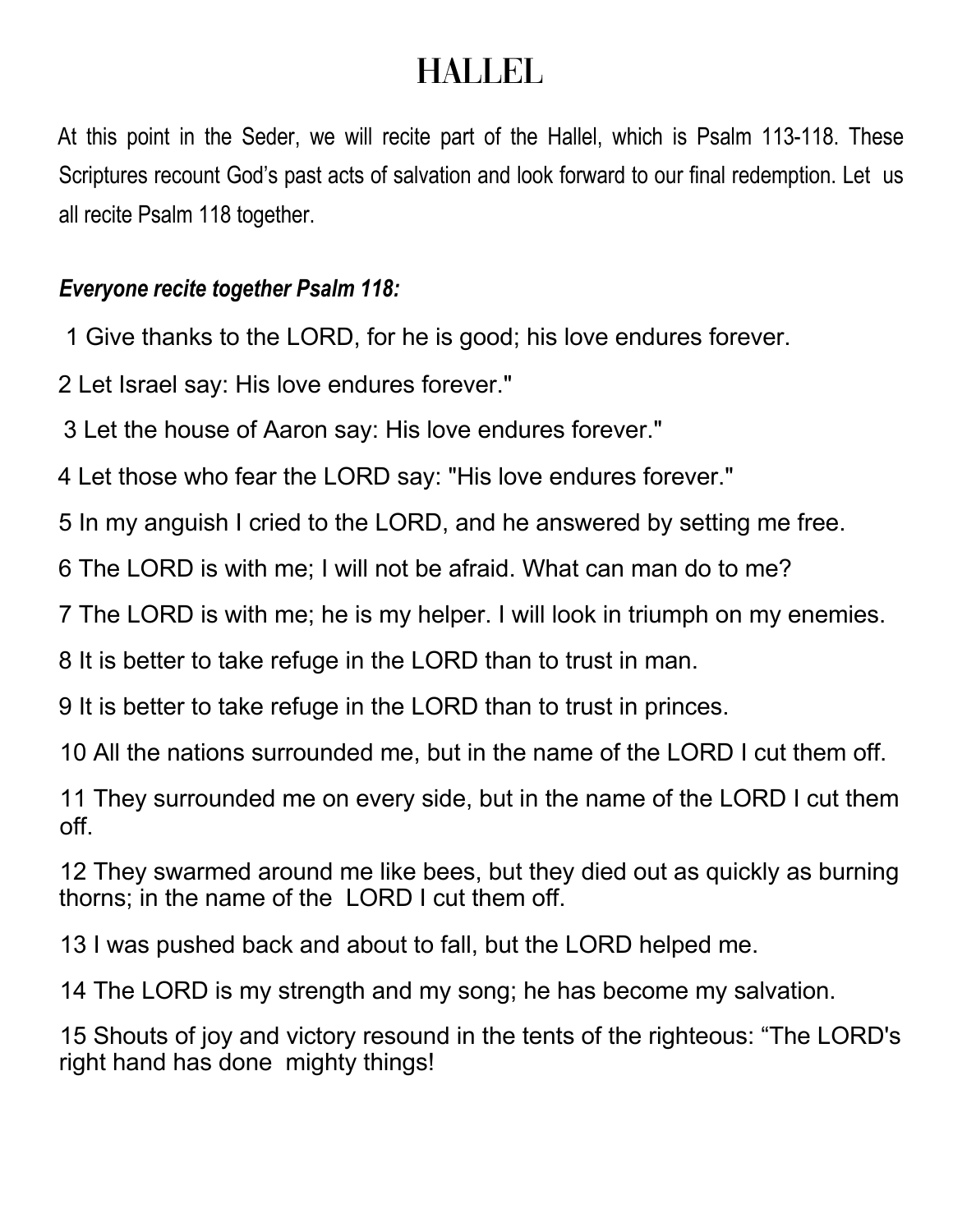# HALLEL

At this point in the Seder, we will recite part of the Hallel, which is Psalm 113-118. These Scriptures recount God's past acts of salvation and look forward to our final redemption. Let us all recite Psalm 118 together.

***Everyone recite together Psalm 118:***

1 Give thanks to the LORD, for he is good; his love endures forever.

2 Let Israel say: His love endures forever."

3 Let the house of Aaron say: His love endures forever."

4 Let those who fear the LORD say: "His love endures forever."

5 In my anguish I cried to the LORD, and he answered by setting me free.

6 The LORD is with me; I will not be afraid. What can man do to me?

7 The LORD is with me; he is my helper. I will look in triumph on my enemies.

8 It is better to take refuge in the LORD than to trust in man.

9 It is better to take refuge in the LORD than to trust in princes.

10 All the nations surrounded me, but in the name of the LORD I cut them off.

11 They surrounded me on every side, but in the name of the LORD I cut them off.

12 They swarmed around me like bees, but they died out as quickly as burning thorns; in the name of the LORD I cut them off.

13 I was pushed back and about to fall, but the LORD helped me.

14 The LORD is my strength and my song; he has become my salvation.

15 Shouts of joy and victory resound in the tents of the righteous: "The LORD's right hand has done mighty things!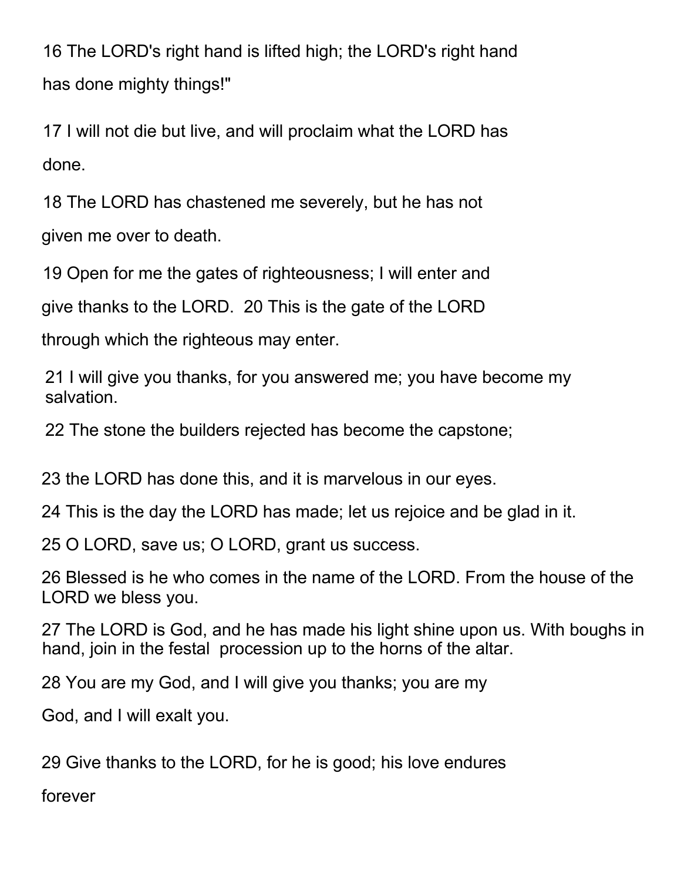16 The LORD's right hand is lifted high; the LORD's right hand has done mighty things!"

17 I will not die but live, and will proclaim what the LORD has done.

18 The LORD has chastened me severely, but he has not given me over to death.

19 Open for me the gates of righteousness; I will enter and give thanks to the LORD. 20 This is the gate of the LORD through which the righteous may enter.

21 I will give you thanks, for you answered me; you have become my salvation.

22 The stone the builders rejected has become the capstone;

23 the LORD has done this, and it is marvelous in our eyes.

24 This is the day the LORD has made; let us rejoice and be glad in it.

25 O LORD, save us; O LORD, grant us success.

26 Blessed is he who comes in the name of the LORD. From the house of the LORD we bless you.

27 The LORD is God, and he has made his light shine upon us. With boughs in hand, join in the festal procession up to the horns of the altar.

28 You are my God, and I will give you thanks; you are my God, and I will exalt you.

29 Give thanks to the LORD, for he is good; his love endures forever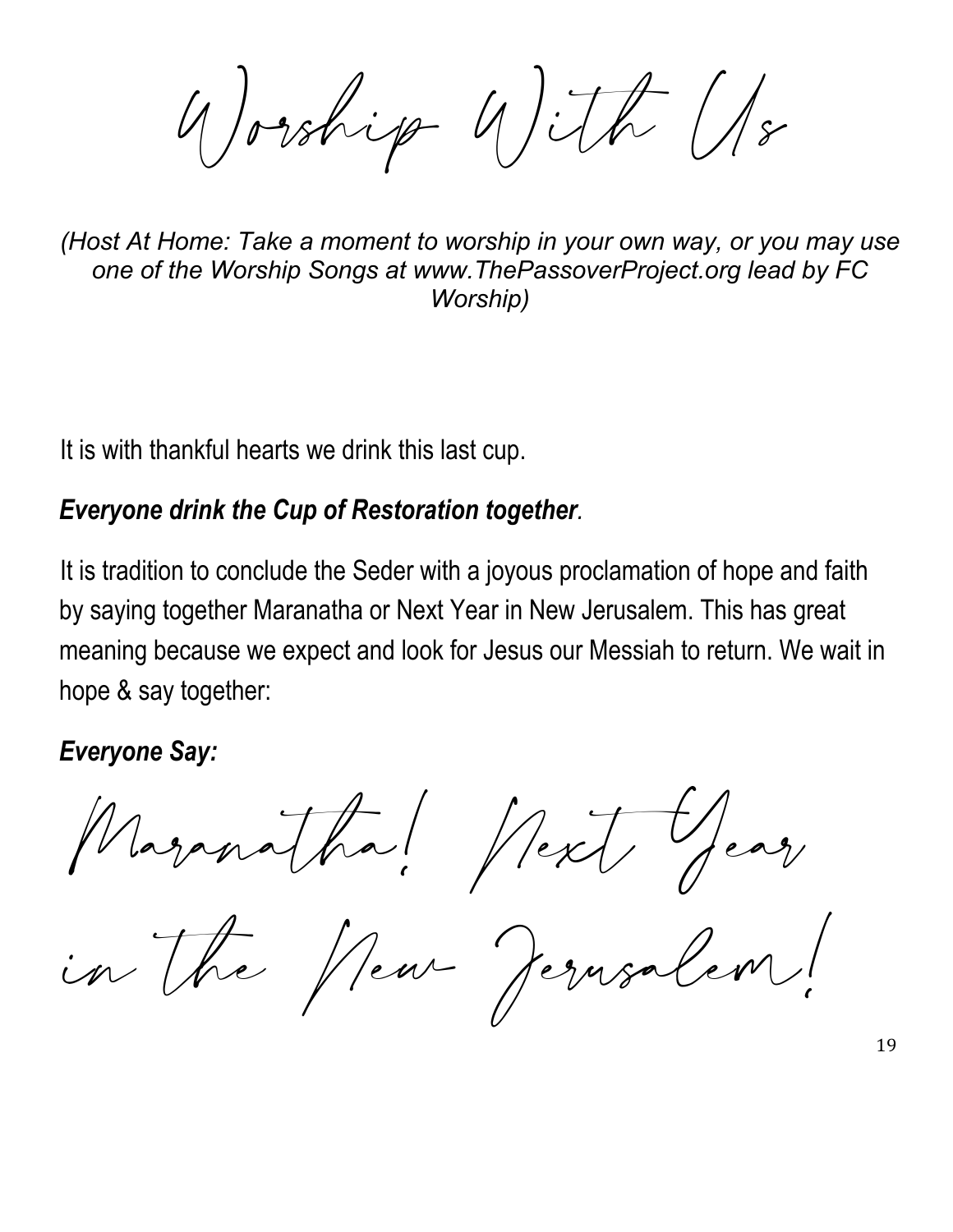# Worship With Us

*(Host At Home: Take a moment to worship in your own way, or you may use one of the Worship Songs at www.ThePassoverProject.org lead by FC Worship)*

It is with thankful hearts we drink this last cup.

***Everyone drink the Cup of Restoration together*.**

It is tradition to conclude the Seder with a joyous proclamation of hope and faith by saying together Maranatha or Next Year in New Jerusalem. This has great meaning because we expect and look for Jesus our Messiah to return. We wait in hope & say together:

***Everyone Say:***

## Maranatha! Next Year in the New Jerusalem!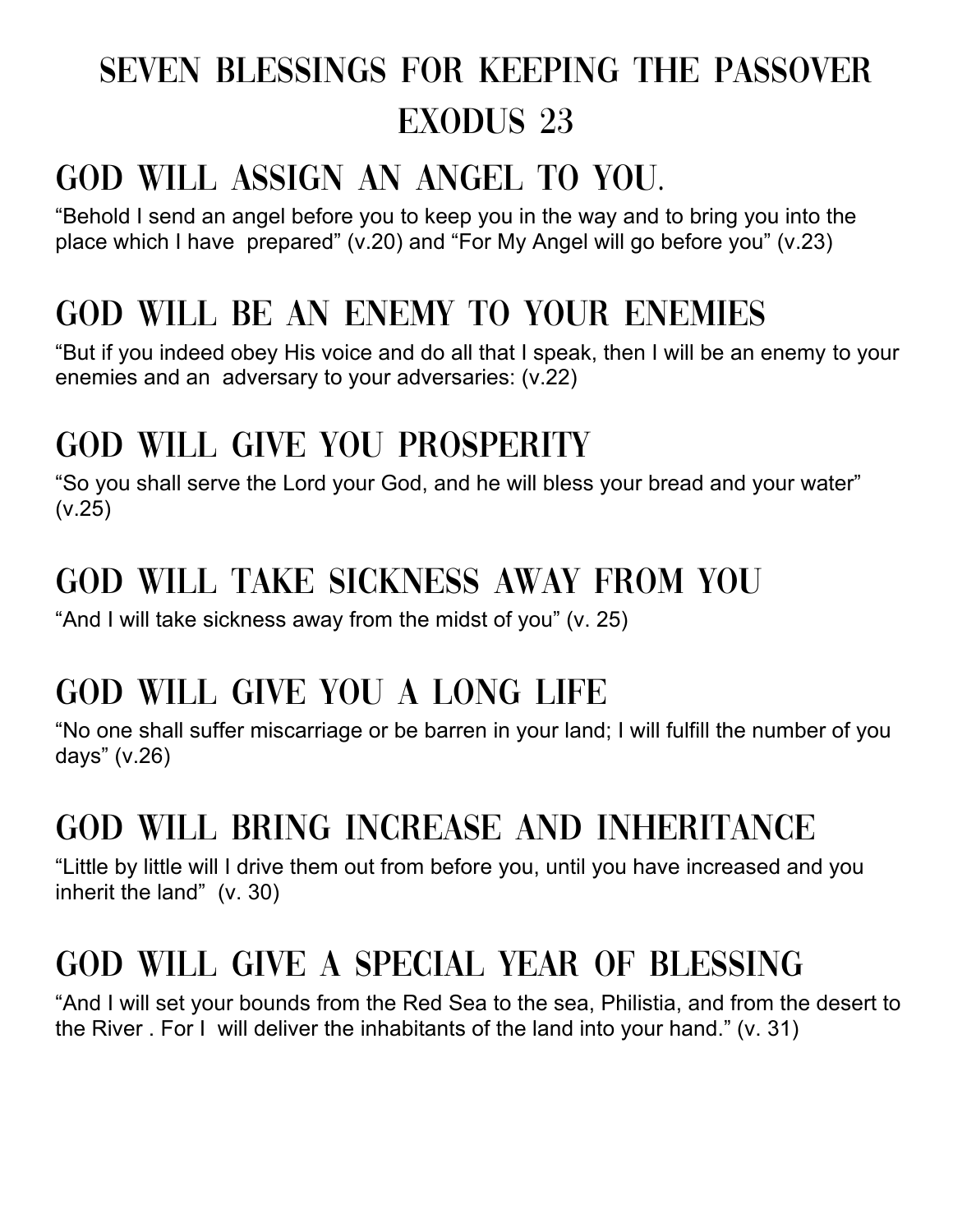# SEVEN BLESSINGS FOR KEEPING THE PASSOVER EXODUS 23

## GOD WILL ASSIGN AN ANGEL TO YOU.

“Behold I send an angel before you to keep you in the way and to bring you into the place which I have prepared” (v.20) and “For My Angel will go before you” (v.23)

## GOD WILL BE AN ENEMY TO YOUR ENEMIES

“But if you indeed obey His voice and do all that I speak, then I will be an enemy to your enemies and an adversary to your adversaries: (v.22)

## GOD WILL GIVE YOU PROSPERITY

“So you shall serve the Lord your God, and he will bless your bread and your water” (v.25)

## GOD WILL TAKE SICKNESS AWAY FROM YOU

“And I will take sickness away from the midst of you” (v. 25)

## GOD WILL GIVE YOU A LONG LIFE

“No one shall suffer miscarriage or be barren in your land; I will fulfill the number of you days” (v.26)

## GOD WILL BRING INCREASE AND INHERITANCE

“Little by little will I drive them out from before you, until you have increased and you inherit the land” (v. 30)

## GOD WILL GIVE A SPECIAL YEAR OF BLESSING

“And I will set your bounds from the Red Sea to the sea, Philistia, and from the desert to the River . For I will deliver the inhabitants of the land into your hand.” (v. 31)